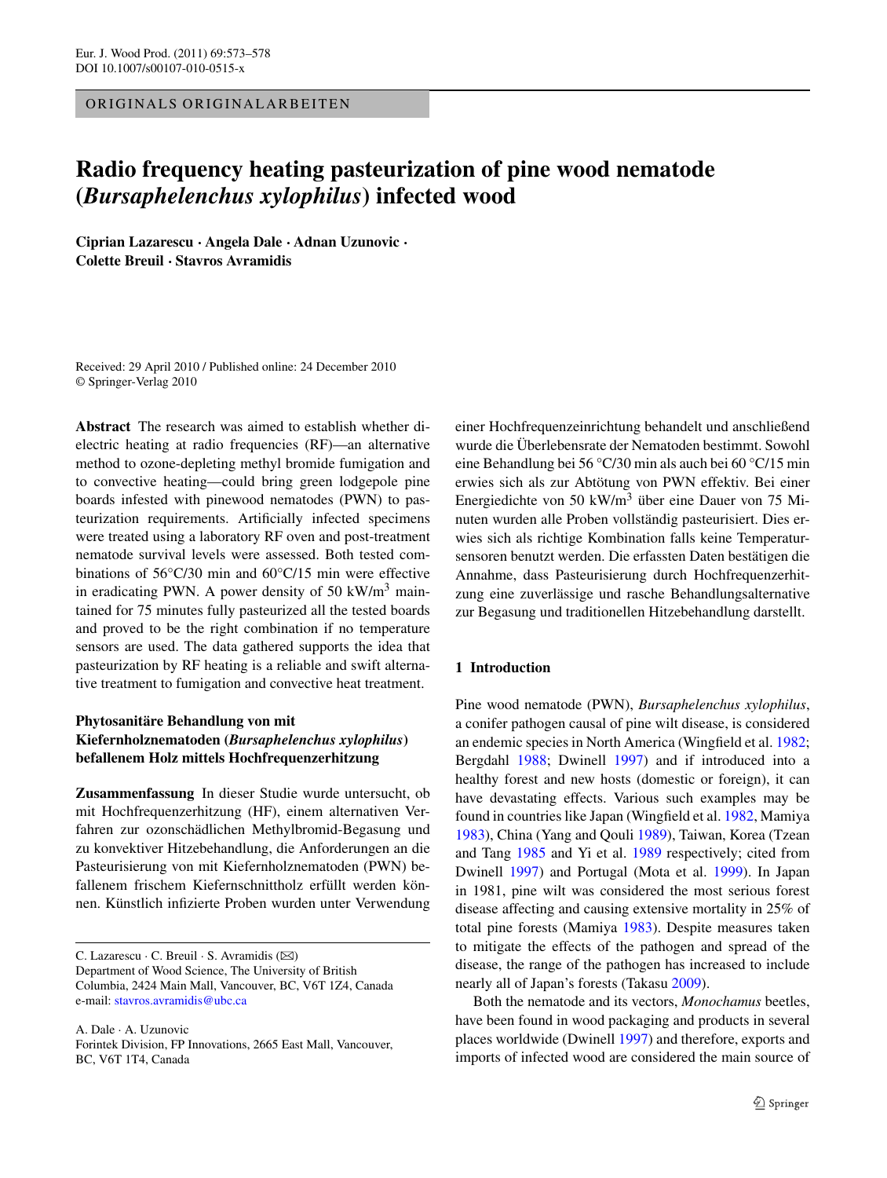ORIGINALS ORIGINALARBEITEN

# Radio frequency heating pasteurization of pine wood nematode (*Bursaphelenchus xylophilus*) infected wood

**Ciprian Lazarescu · Angela Dale · Adnan Uzunovic · Colette Breuil · Stavros Avramidis**

Received: 29 April 2010 / Published online: 24 December 2010
© Springer-Verlag 2010

**Abstract** The research was aimed to establish whether dielectric heating at radio frequencies (RF)—an alternative method to ozone-depleting methyl bromide fumigation and to convective heating—could bring green lodgepole pine boards infested with pinewood nematodes (PWN) to pasteurization requirements. Artificially infected specimens were treated using a laboratory RF oven and post-treatment nematode survival levels were assessed. Both tested combinations of 56°C/30 min and 60°C/15 min were effective in eradicating PWN. A power density of 50 kW/m$^3$ maintained for 75 minutes fully pasteurized all the tested boards and proved to be the right combination if no temperature sensors are used. The data gathered supports the idea that pasteurization by RF heating is a reliable and swift alternative treatment to fumigation and convective heat treatment.

**Phytosanitäre Behandlung von mit Kiefernholznematoden (*Bursaphelenchus xylophilus*) befallenem Holz mittels Hochfrequenzerhitzung**

**Zusammenfassung** In dieser Studie wurde untersucht, ob mit Hochfrequenzerhitzung (HF), einem alternativen Verfahren zur ozonschädlichen Methylbromid-Begasung und zu konvektiver Hitzebehandlung, die Anforderungen an die Pasteurisierung von mit Kiefernholznematoden (PWN) befallenem frischem Kiefernschnittholz erfüllt werden können. Künstlich infizierte Proben wurden unter Verwendung einer Hochfrequenzeinrichtung behandelt und anschließend wurde die Überlebensrate der Nematoden bestimmt. Sowohl eine Behandlung bei 56 °C/30 min als auch bei 60 °C/15 min erwies sich als zur Abtötung von PWN effektiv. Bei einer Energiedichte von 50 kW/m$^3$ über eine Dauer von 75 Minuten wurden alle Proben vollständig pasteurisiert. Dies erwies sich als richtige Kombination falls keine Temperatursensoren benutzt werden. Die erfassten Daten bestätigen die Annahme, dass Pasteurisierung durch Hochfrequenzerhitzung eine zuverlässige und rasche Behandlungsalternative zur Begasung und traditionellen Hitzebehandlung darstellt.

C. Lazarescu · C. Breuil · S. Avramidis (✉)
Department of Wood Science, The University of British Columbia, 2424 Main Mall, Vancouver, BC, V6T 1Z4, Canada
e-mail: stavros.avramidis@ubc.ca

A. Dale · A. Uzunovic
Forintek Division, FP Innovations, 2665 East Mall, Vancouver, BC, V6T 1T4, Canada

## 1 Introduction

Pine wood nematode (PWN), *Bursaphelenchus xylophilus*, a conifer pathogen causal of pine wilt disease, is considered an endemic species in North America (Wingfield et al. 1982; Bergdahl 1988; Dwinell 1997) and if introduced into a healthy forest and new hosts (domestic or foreign), it can have devastating effects. Various such examples may be found in countries like Japan (Wingfield et al. 1982, Mamiya 1983), China (Yang and Qouli 1989), Taiwan, Korea (Tzean and Tang 1985 and Yi et al. 1989 respectively; cited from Dwinell 1997) and Portugal (Mota et al. 1999). In Japan in 1981, pine wilt was considered the most serious forest disease affecting and causing extensive mortality in 25% of total pine forests (Mamiya 1983). Despite measures taken to mitigate the effects of the pathogen and spread of the disease, the range of the pathogen has increased to include nearly all of Japan's forests (Takasu 2009).

Both the nematode and its vectors, *Monochamus* beetles, have been found in wood packaging and products in several places worldwide (Dwinell 1997) and therefore, exports and imports of infected wood are considered the main source of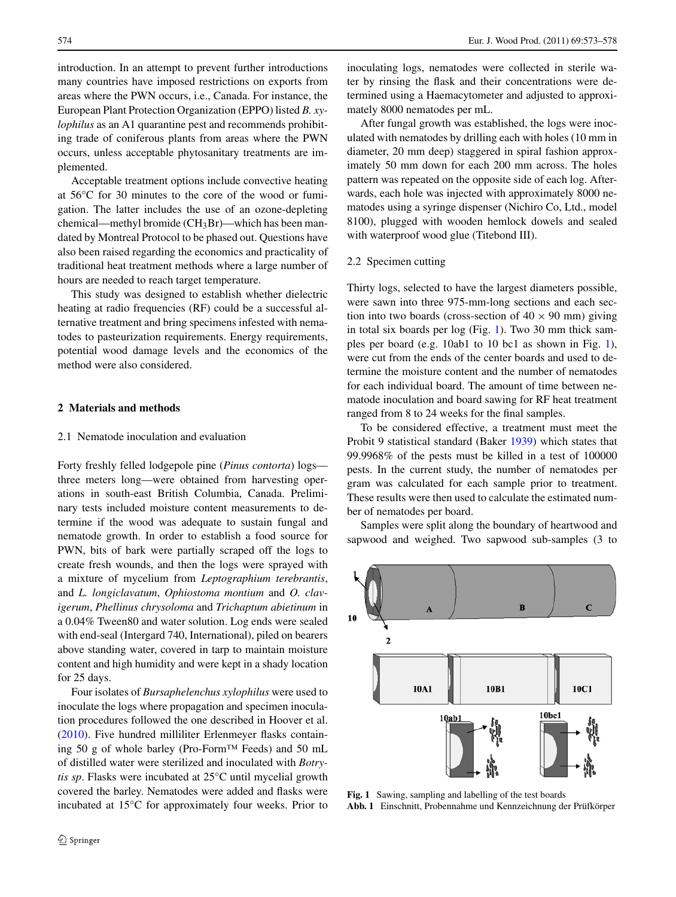introduction. In an attempt to prevent further introductions many countries have imposed restrictions on exports from areas where the PWN occurs, i.e., Canada. For instance, the European Plant Protection Organization (EPPO) listed *B. xylophilus* as an A1 quarantine pest and recommends prohibiting trade of coniferous plants from areas where the PWN occurs, unless acceptable phytosanitary treatments are implemented.

Acceptable treatment options include convective heating at 56°C for 30 minutes to the core of the wood or fumigation. The latter includes the use of an ozone-depleting chemical—methyl bromide ($CH_3Br$)—which has been mandated by Montreal Protocol to be phased out. Questions have also been raised regarding the economics and practicality of traditional heat treatment methods where a large number of hours are needed to reach target temperature.

This study was designed to establish whether dielectric heating at radio frequencies (RF) could be a successful alternative treatment and bring specimens infested with nematodes to pasteurization requirements. Energy requirements, potential wood damage levels and the economics of the method were also considered.

## 2 Materials and methods

### 2.1 Nematode inoculation and evaluation

Forty freshly felled lodgepole pine (*Pinus contorta*) logs—three meters long—were obtained from harvesting operations in south-east British Columbia, Canada. Preliminary tests included moisture content measurements to determine if the wood was adequate to sustain fungal and nematode growth. In order to establish a food source for PWN, bits of bark were partially scraped off the logs to create fresh wounds, and then the logs were sprayed with a mixture of mycelium from *Leptographium terebrantis*, and *L. longiclavatum*, *Ophiostoma montium* and *O. clavigerum*, *Phellinus chrysoloma* and *Trichaptum abietinum* in a 0.04% Tween80 and water solution. Log ends were sealed with end-seal (Intergard 740, International), piled on bearers above standing water, covered in tarp to maintain moisture content and high humidity and were kept in a shady location for 25 days.

Four isolates of *Bursaphelenchus xylophilus* were used to inoculate the logs where propagation and specimen inoculation procedures followed the one described in Hoover et al. (2010). Five hundred milliliter Erlenmeyer flasks containing 50 g of whole barley (Pro-Form™ Feeds) and 50 mL of distilled water were sterilized and inoculated with *Botrytis sp*. Flasks were incubated at 25°C until mycelial growth covered the barley. Nematodes were added and flasks were incubated at 15°C for approximately four weeks. Prior to inoculating logs, nematodes were collected in sterile water by rinsing the flask and their concentrations were determined using a Haemacytometer and adjusted to approximately 8000 nematodes per mL.

After fungal growth was established, the logs were inoculated with nematodes by drilling each with holes (10 mm in diameter, 20 mm deep) staggered in spiral fashion approximately 50 mm down for each 200 mm across. The holes pattern was repeated on the opposite side of each log. Afterwards, each hole was injected with approximately 8000 nematodes using a syringe dispenser (Nichiro Co, Ltd., model 8100), plugged with wooden hemlock dowels and sealed with waterproof wood glue (Titebond III).

### 2.2 Specimen cutting

Thirty logs, selected to have the largest diameters possible, were sawn into three 975-mm-long sections and each section into two boards (cross-section of 40 × 90 mm) giving in total six boards per log (Fig. 1). Two 30 mm thick samples per board (e.g. 10ab1 to 10 bc1 as shown in Fig. 1), were cut from the ends of the center boards and used to determine the moisture content and the number of nematodes for each individual board. The amount of time between nematode inoculation and board sawing for RF heat treatment ranged from 8 to 24 weeks for the final samples.

To be considered effective, a treatment must meet the Probit 9 statistical standard (Baker 1939) which states that 99.9968% of the pests must be killed in a test of 100000 pests. In the current study, the number of nematodes per gram was calculated for each sample prior to treatment. These results were then used to calculate the estimated number of nematodes per board.

Samples were split along the boundary of heartwood and sapwood and weighed. Two sapwood sub-samples (3 to

1
10
2
A
B
C
10A1
10B1
10C1
10ab1
10bc1

**Fig. 1** Sawing, sampling and labelling of the test boards
**Abb. 1** Einschnitt, Probennahme und Kennzeichnung der Prüfkörper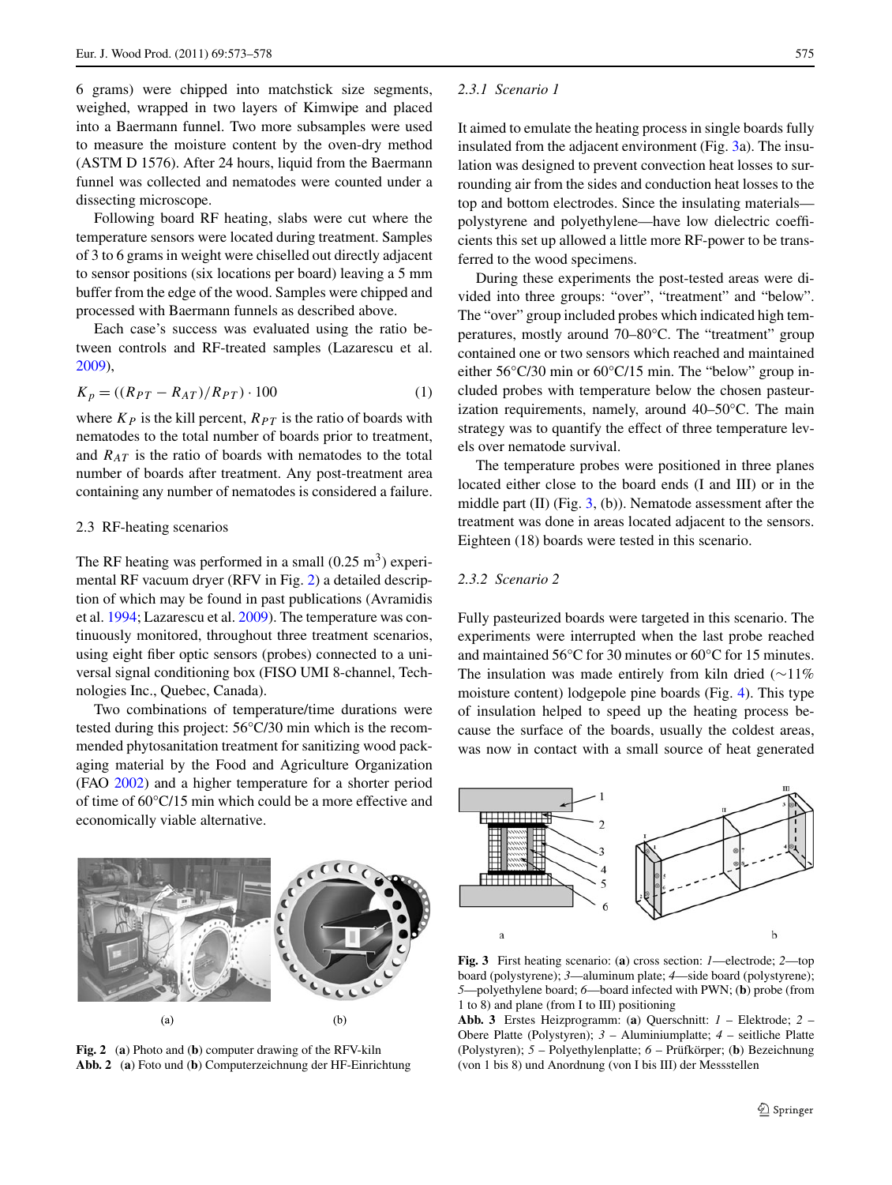6 grams) were chipped into matchstick size segments, weighed, wrapped in two layers of Kimwipe and placed into a Baermann funnel. Two more subsamples were used to measure the moisture content by the oven-dry method (ASTM D 1576). After 24 hours, liquid from the Baermann funnel was collected and nematodes were counted under a dissecting microscope.

Following board RF heating, slabs were cut where the temperature sensors were located during treatment. Samples of 3 to 6 grams in weight were chiselled out directly adjacent to sensor positions (six locations per board) leaving a 5 mm buffer from the edge of the wood. Samples were chipped and processed with Baermann funnels as described above.

Each case's success was evaluated using the ratio between controls and RF-treated samples (Lazarescu et al. 2009),

$$K_p = ((R_{PT} - R_{AT})/R_{PT}) \cdot 100 \tag{1}$$

where $K_P$ is the kill percent, $R_{PT}$ is the ratio of boards with nematodes to the total number of boards prior to treatment, and $R_{AT}$ is the ratio of boards with nematodes to the total number of boards after treatment. Any post-treatment area containing any number of nematodes is considered a failure.

## 2.3 RF-heating scenarios

The RF heating was performed in a small (0.25 m$^3$) experimental RF vacuum dryer (RFV in Fig. 2) a detailed description of which may be found in past publications (Avramidis et al. 1994; Lazarescu et al. 2009). The temperature was continuously monitored, throughout three treatment scenarios, using eight fiber optic sensors (probes) connected to a universal signal conditioning box (FISO UMI 8-channel, Technologies Inc., Quebec, Canada).

Two combinations of temperature/time durations were tested during this project: 56°C/30 min which is the recommended phytosanitation treatment for sanitizing wood packaging material by the Food and Agriculture Organization (FAO 2002) and a higher temperature for a shorter period of time of 60°C/15 min which could be a more effective and economically viable alternative.

(a) (b)

**Fig. 2** (**a**) Photo and (**b**) computer drawing of the RFV-kiln
**Abb. 2** (**a**) Foto und (**b**) Computerzeichnung der HF-Einrichtung

### 2.3.1 *Scenario 1*

It aimed to emulate the heating process in single boards fully insulated from the adjacent environment (Fig. 3a). The insulation was designed to prevent convection heat losses to surrounding air from the sides and conduction heat losses to the top and bottom electrodes. Since the insulating materials—polystyrene and polyethylene—have low dielectric coefficients this set up allowed a little more RF-power to be transferred to the wood specimens.

During these experiments the post-tested areas were divided into three groups: "over", "treatment" and "below". The "over" group included probes which indicated high temperatures, mostly around 70–80°C. The "treatment" group contained one or two sensors which reached and maintained either 56°C/30 min or 60°C/15 min. The "below" group included probes with temperature below the chosen pasteurization requirements, namely, around 40–50°C. The main strategy was to quantify the effect of three temperature levels over nematode survival.

The temperature probes were positioned in three planes located either close to the board ends (I and III) or in the middle part (II) (Fig. 3, (b)). Nematode assessment after the treatment was done in areas located adjacent to the sensors. Eighteen (18) boards were tested in this scenario.

### 2.3.2 *Scenario 2*

Fully pasteurized boards were targeted in this scenario. The experiments were interrupted when the last probe reached and maintained 56°C for 30 minutes or 60°C for 15 minutes. The insulation was made entirely from kiln dried (∼11% moisture content) lodgepole pine boards (Fig. 4). This type of insulation helped to speed up the heating process because the surface of the boards, usually the coldest areas, was now in contact with a small source of heat generated

1
2
3
4
5
6
a
I
II
III
b

**Fig. 3** First heating scenario: (**a**) cross section: *1*—electrode; *2*—top board (polystyrene); *3*—aluminum plate; *4*—side board (polystyrene); *5*—polyethylene board; *6*—board infected with PWN; (**b**) probe (from 1 to 8) and plane (from I to III) positioning
**Abb. 3** Erstes Heizprogramm: (**a**) Querschnitt: *1* – Elektrode; *2* – Obere Platte (Polystyren); *3* – Aluminiumplatte; *4* – seitliche Platte (Polystyren); *5* – Polyethylenplatte; *6* – Prüfkörper; (**b**) Bezeichnung (von 1 bis 8) und Anordnung (von I bis III) der Messstellen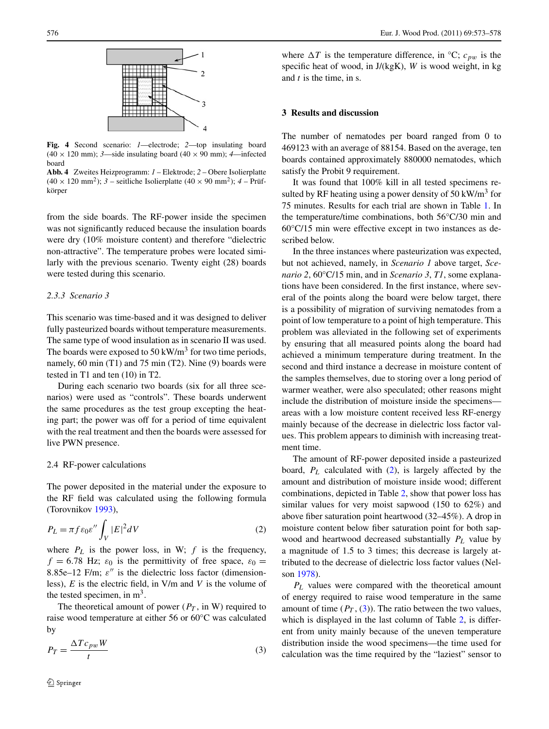1

2

3

4

**Fig. 4** Second scenario: *1*—electrode; *2*—top insulating board (40 × 120 mm); *3*—side insulating board (40 × 90 mm); *4*—infected board

**Abb. 4** Zweites Heizprogramm: *1* – Elektrode; *2* – Obere Isolierplatte (40 × 120 mm$^2$); *3* – seitliche Isolierplatte (40 × 90 mm$^2$); *4* – Prüfkörper

from the side boards. The RF-power inside the specimen was not significantly reduced because the insulation boards were dry (10% moisture content) and therefore "dielectric non-attractive". The temperature probes were located similarly with the previous scenario. Twenty eight (28) boards were tested during this scenario.

#### 2.3.3 Scenario 3

This scenario was time-based and it was designed to deliver fully pasteurized boards without temperature measurements. The same type of wood insulation as in scenario II was used. The boards were exposed to 50 kW/m$^3$ for two time periods, namely, 60 min (T1) and 75 min (T2). Nine (9) boards were tested in T1 and ten (10) in T2.

During each scenario two boards (six for all three scenarios) were used as "controls". These boards underwent the same procedures as the test group excepting the heating part; the power was off for a period of time equivalent with the real treatment and then the boards were assessed for live PWN presence.

### 2.4 RF-power calculations

The power deposited in the material under the exposure to the RF field was calculated using the following formula (Torovnikov 1993),

$$P_L = \pi f \varepsilon_0 \varepsilon'' \int_V |E|^2 dV \tag{2}$$

where $P_L$ is the power loss, in W; $f$ is the frequency, $f = 6.78$ Hz; $\varepsilon_0$ is the permittivity of free space, $\varepsilon_0 =$ 8.85e–12 F/m; $\varepsilon''$ is the dielectric loss factor (dimensionless), $E$ is the electric field, in V/m and $V$ is the volume of the tested specimen, in m$^3$.

The theoretical amount of power ($P_T$, in W) required to raise wood temperature at either 56 or 60°C was calculated by

$$P_T = \frac{\Delta T c_{pw} W}{t} \tag{3}$$

where $\Delta T$ is the temperature difference, in °C; $c_{pw}$ is the specific heat of wood, in J/(kgK), $W$ is wood weight, in kg and $t$ is the time, in s.

## 3 Results and discussion

The number of nematodes per board ranged from 0 to 469123 with an average of 88154. Based on the average, ten boards contained approximately 880000 nematodes, which satisfy the Probit 9 requirement.

It was found that 100% kill in all tested specimens resulted by RF heating using a power density of 50 kW/m$^3$ for 75 minutes. Results for each trial are shown in Table 1. In the temperature/time combinations, both 56°C/30 min and 60°C/15 min were effective except in two instances as described below.

In the three instances where pasteurization was expected, but not achieved, namely, in *Scenario 1* above target, *Scenario 2*, 60°C/15 min, and in *Scenario 3*, *T1*, some explanations have been considered. In the first instance, where several of the points along the board were below target, there is a possibility of migration of surviving nematodes from a point of low temperature to a point of high temperature. This problem was alleviated in the following set of experiments by ensuring that all measured points along the board had achieved a minimum temperature during treatment. In the second and third instance a decrease in moisture content of the samples themselves, due to storing over a long period of warmer weather, were also speculated; other reasons might include the distribution of moisture inside the specimens—areas with a low moisture content received less RF-energy mainly because of the decrease in dielectric loss factor values. This problem appears to diminish with increasing treatment time.

The amount of RF-power deposited inside a pasteurized board, $P_L$ calculated with (2), is largely affected by the amount and distribution of moisture inside wood; different combinations, depicted in Table 2, show that power loss has similar values for very moist sapwood (150 to 62%) and above fiber saturation point heartwood (32–45%). A drop in moisture content below fiber saturation point for both sapwood and heartwood decreased substantially $P_L$ value by a magnitude of 1.5 to 3 times; this decrease is largely attributed to the decrease of dielectric loss factor values (Nelson 1978).

$P_L$ values were compared with the theoretical amount of energy required to raise wood temperature in the same amount of time ($P_T$, (3)). The ratio between the two values, which is displayed in the last column of Table 2, is different from unity mainly because of the uneven temperature distribution inside the wood specimens—the time used for calculation was the time required by the "laziest" sensor to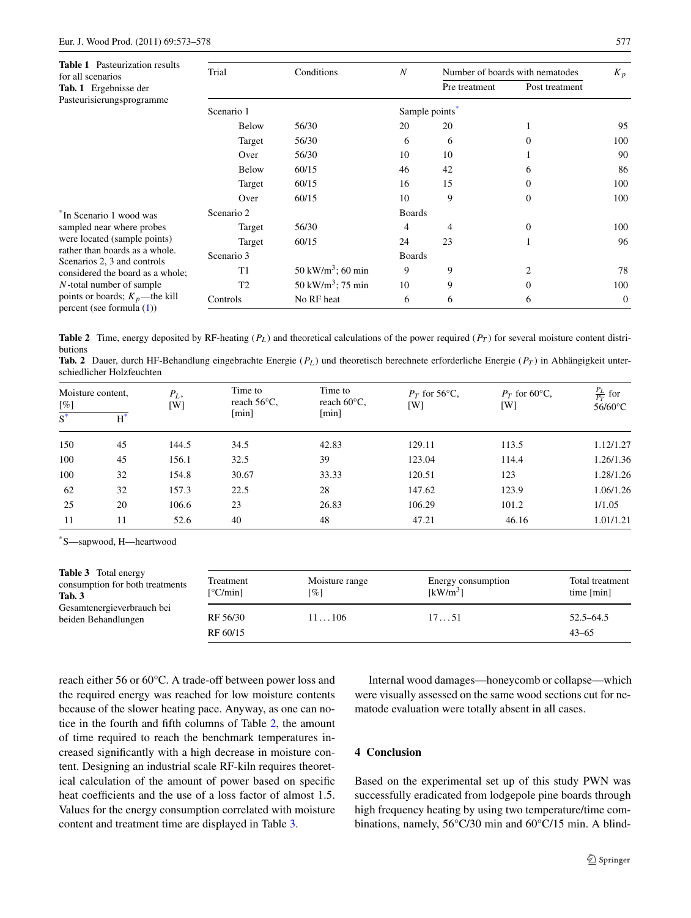**Table 1** Pasteurization results for all scenarios
**Tab. 1** Ergebnisse der Pasteurisierungsprogramme

| Trial | Conditions | $N$ | Number of boards with nematodes | | $K_p$ |
|---|---|---|---|---|---|
| | | | Pre treatment | Post treatment | |
| Scenario 1 | | Sample points* | | | |
| Below | 56/30 | 20 | 20 | 1 | 95 |
| Target | 56/30 | 6 | 6 | 0 | 100 |
| Over | 56/30 | 10 | 10 | 1 | 90 |
| Below | 60/15 | 46 | 42 | 6 | 86 |
| Target | 60/15 | 16 | 15 | 0 | 100 |
| Over | 60/15 | 10 | 9 | 0 | 100 |
| Scenario 2 | | Boards | | | |
| Target | 56/30 | 4 | 4 | 0 | 100 |
| Target | 60/15 | 24 | 23 | 1 | 96 |
| Scenario 3 | | Boards | | | |
| T1 | 50 kW/m$^3$; 60 min | 9 | 9 | 2 | 78 |
| T2 | 50 kW/m$^3$; 75 min | 10 | 9 | 0 | 100 |
| Controls | No RF heat | 6 | 6 | 6 | 0 |

*In Scenario 1 wood was sampled near where probes were located (sample points) rather than boards as a whole. Scenarios 2, 3 and controls considered the board as a whole; $N$-total number of sample points or boards; $K_p$—the kill percent (see formula (1))

**Table 2** Time, energy deposited by RF-heating ($P_L$) and theoretical calculations of the power required ($P_T$) for several moisture content distributions
**Tab. 2** Dauer, durch HF-Behandlung eingebrachte Energie ($P_L$) und theoretisch berechnete erforderliche Energie ($P_T$) in Abhängigkeit unterschiedlicher Holzfeuchten

| Moisture content, [%] | | $P_L$, [W] | Time to reach 56°C, [min] | Time to reach 60°C, [min] | $P_T$ for 56°C, [W] | $P_T$ for 60°C, [W] | $\frac{P_L}{P_T}$ for 56/60°C |
|---|---|---|---|---|---|---|---|
| S* | H* | | | | | | |
| 150 | 45 | 144.5 | 34.5 | 42.83 | 129.11 | 113.5 | 1.12/1.27 |
| 100 | 45 | 156.1 | 32.5 | 39 | 123.04 | 114.4 | 1.26/1.36 |
| 100 | 32 | 154.8 | 30.67 | 33.33 | 120.51 | 123 | 1.28/1.26 |
| 62 | 32 | 157.3 | 22.5 | 28 | 147.62 | 123.9 | 1.06/1.26 |
| 25 | 20 | 106.6 | 23 | 26.83 | 106.29 | 101.2 | 1/1.05 |
| 11 | 11 | 52.6 | 40 | 48 | 47.21 | 46.16 | 1.01/1.21 |

*S—sapwood, H—heartwood

**Table 3** Total energy consumption for both treatments
**Tab. 3** Gesamtenergieverbrauch bei beiden Behandlungen

| Treatment [°C/min] | Moisture range [%] | Energy consumption [kW/m$^3$] | Total treatment time [min] |
|---|---|---|---|
| RF 56/30 | 11…106 | 17…51 | 52.5–64.5 |
| RF 60/15 | | | 43–65 |

reach either 56 or 60°C. A trade-off between power loss and the required energy was reached for low moisture contents because of the slower heating pace. Anyway, as one can notice in the fourth and fifth columns of Table 2, the amount of time required to reach the benchmark temperatures increased significantly with a high decrease in moisture content. Designing an industrial scale RF-kiln requires theoretical calculation of the amount of power based on specific heat coefficients and the use of a loss factor of almost 1.5. Values for the energy consumption correlated with moisture content and treatment time are displayed in Table 3.

Internal wood damages—honeycomb or collapse—which were visually assessed on the same wood sections cut for nematode evaluation were totally absent in all cases.

## 4 Conclusion

Based on the experimental set up of this study PWN was successfully eradicated from lodgepole pine boards through high frequency heating by using two temperature/time combinations, namely, 56°C/30 min and 60°C/15 min. A blind-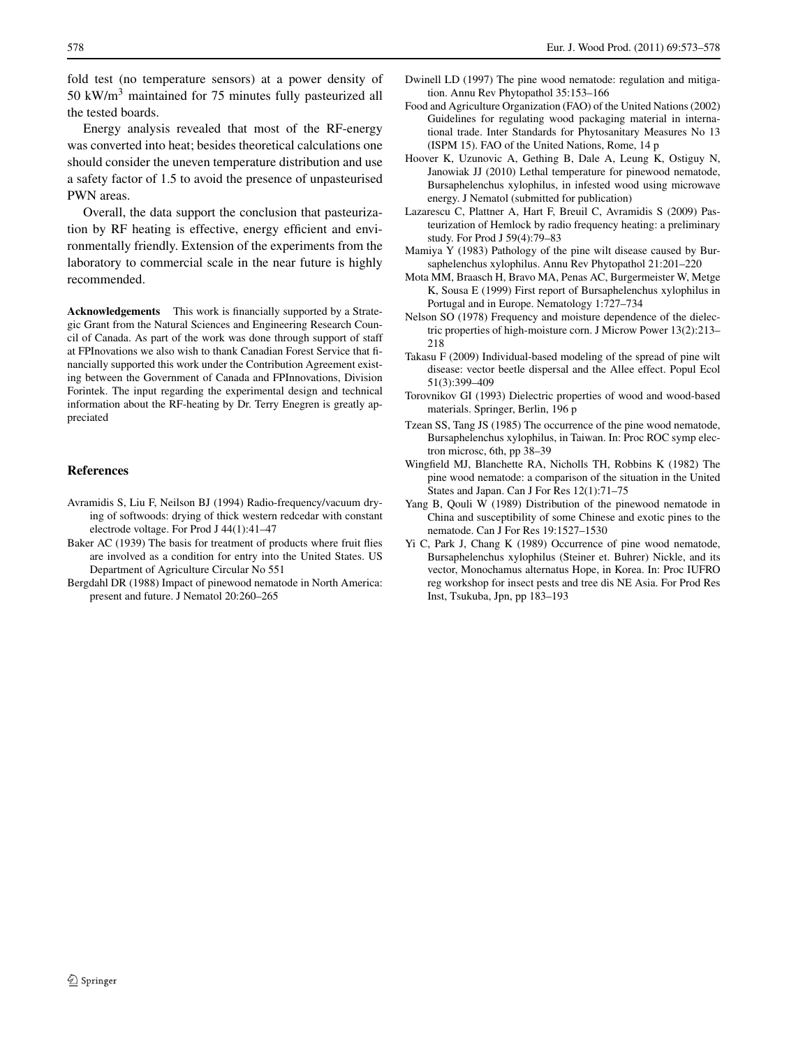fold test (no temperature sensors) at a power density of 50 kW/m$^3$ maintained for 75 minutes fully pasteurized all the tested boards.

Energy analysis revealed that most of the RF-energy was converted into heat; besides theoretical calculations one should consider the uneven temperature distribution and use a safety factor of 1.5 to avoid the presence of unpasteurised PWN areas.

Overall, the data support the conclusion that pasteurization by RF heating is effective, energy efficient and environmentally friendly. Extension of the experiments from the laboratory to commercial scale in the near future is highly recommended.

**Acknowledgements** This work is financially supported by a Strategic Grant from the Natural Sciences and Engineering Research Council of Canada. As part of the work was done through support of staff at FPInovations we also wish to thank Canadian Forest Service that financially supported this work under the Contribution Agreement existing between the Government of Canada and FPInnovations, Division Forintek. The input regarding the experimental design and technical information about the RF-heating by Dr. Terry Enegren is greatly appreciated

## References

- Avramidis S, Liu F, Neilson BJ (1994) Radio-frequency/vacuum drying of softwoods: drying of thick western redcedar with constant electrode voltage. For Prod J 44(1):41–47
- Baker AC (1939) The basis for treatment of products where fruit flies are involved as a condition for entry into the United States. US Department of Agriculture Circular No 551
- Bergdahl DR (1988) Impact of pinewood nematode in North America: present and future. J Nematol 20:260–265
- Dwinell LD (1997) The pine wood nematode: regulation and mitigation. Annu Rev Phytopathol 35:153–166
- Food and Agriculture Organization (FAO) of the United Nations (2002) Guidelines for regulating wood packaging material in international trade. Inter Standards for Phytosanitary Measures No 13 (ISPM 15). FAO of the United Nations, Rome, 14 p
- Hoover K, Uzunovic A, Gething B, Dale A, Leung K, Ostiguy N, Janowiak JJ (2010) Lethal temperature for pinewood nematode, Bursaphelenchus xylophilus, in infested wood using microwave energy. J Nematol (submitted for publication)
- Lazarescu C, Plattner A, Hart F, Breuil C, Avramidis S (2009) Pasteurization of Hemlock by radio frequency heating: a preliminary study. For Prod J 59(4):79–83
- Mamiya Y (1983) Pathology of the pine wilt disease caused by Bursaphelenchus xylophilus. Annu Rev Phytopathol 21:201–220
- Mota MM, Braasch H, Bravo MA, Penas AC, Burgermeister W, Metge K, Sousa E (1999) First report of Bursaphelenchus xylophilus in Portugal and in Europe. Nematology 1:727–734
- Nelson SO (1978) Frequency and moisture dependence of the dielectric properties of high-moisture corn. J Microw Power 13(2):213–218
- Takasu F (2009) Individual-based modeling of the spread of pine wilt disease: vector beetle dispersal and the Allee effect. Popul Ecol 51(3):399–409
- Torovnikov GI (1993) Dielectric properties of wood and wood-based materials. Springer, Berlin, 196 p
- Tzean SS, Tang JS (1985) The occurrence of the pine wood nematode, Bursaphelenchus xylophilus, in Taiwan. In: Proc ROC symp electron microsc, 6th, pp 38–39
- Wingfield MJ, Blanchette RA, Nicholls TH, Robbins K (1982) The pine wood nematode: a comparison of the situation in the United States and Japan. Can J For Res 12(1):71–75
- Yang B, Qouli W (1989) Distribution of the pinewood nematode in China and susceptibility of some Chinese and exotic pines to the nematode. Can J For Res 19:1527–1530
- Yi C, Park J, Chang K (1989) Occurrence of pine wood nematode, Bursaphelenchus xylophilus (Steiner et. Buhrer) Nickle, and its vector, Monochamus alternatus Hope, in Korea. In: Proc IUFRO reg workshop for insect pests and tree dis NE Asia. For Prod Res Inst, Tsukuba, Jpn, pp 183–193